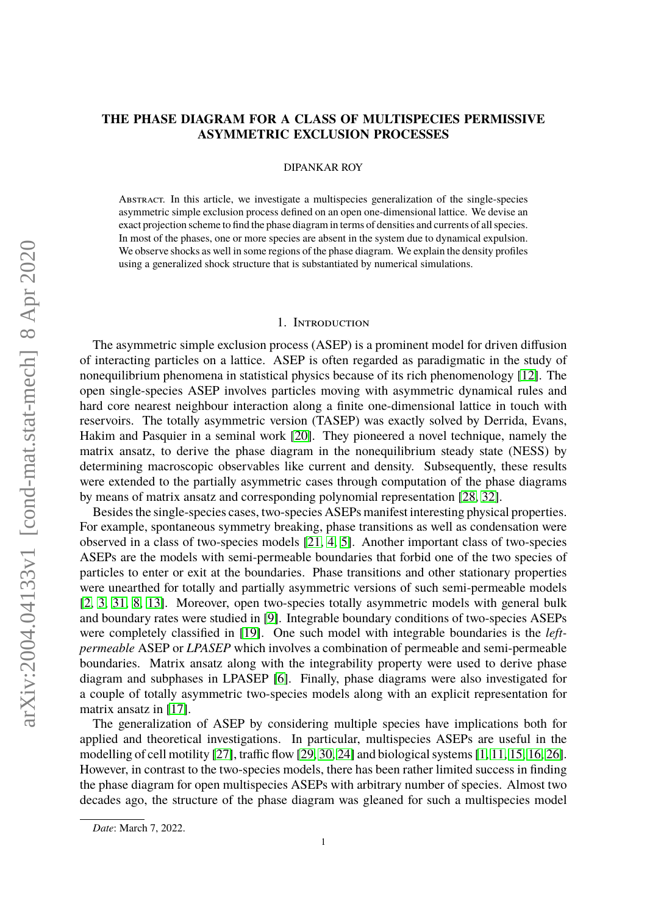# THE PHASE DIAGRAM FOR A CLASS OF MULTISPECIES PERMISSIVE ASYMMETRIC EXCLUSION PROCESSES

DIPANKAR ROY

Abstract. In this article, we investigate a multispecies generalization of the single-species asymmetric simple exclusion process defined on an open one-dimensional lattice. We devise an exact projection scheme to find the phase diagram in terms of densities and currents of all species. In most of the phases, one or more species are absent in the system due to dynamical expulsion. We observe shocks as well in some regions of the phase diagram. We explain the density profiles using a generalized shock structure that is substantiated by numerical simulations.

## 1. Introduction

The asymmetric simple exclusion process (ASEP) is a prominent model for driven diffusion of interacting particles on a lattice. ASEP is often regarded as paradigmatic in the study of nonequilibrium phenomena in statistical physics because of its rich phenomenology [12]. The open single-species ASEP involves particles moving with asymmetric dynamical rules and hard core nearest neighbour interaction along a finite one-dimensional lattice in touch with reservoirs. The totally asymmetric version (TASEP) was exactly solved by Derrida, Evans, Hakim and Pasquier in a seminal work [20]. They pioneered a novel technique, namely the matrix ansatz, to derive the phase diagram in the nonequilibrium steady state (NESS) by determining macroscopic observables like current and density. Subsequently, these results were extended to the partially asymmetric cases through computation of the phase diagrams by means of matrix ansatz and corresponding polynomial representation [28, 32].

Besides the single-species cases, two-species ASEPs manifest interesting physical properties. For example, spontaneous symmetry breaking, phase transitions as well as condensation were observed in a class of two-species models [21, 4, 5]. Another important class of two-species ASEPs are the models with semi-permeable boundaries that forbid one of the two species of particles to enter or exit at the boundaries. Phase transitions and other stationary properties were unearthed for totally and partially asymmetric versions of such semi-permeable models [2, 3, 31, 8, 13]. Moreover, open two-species totally asymmetric models with general bulk and boundary rates were studied in [9]. Integrable boundary conditions of two-species ASEPs were completely classified in [19]. One such model with integrable boundaries is the *left-permeable* ASEP or *LPASEP* which involves a combination of permeable and semi-permeable boundaries. Matrix ansatz along with the integrability property were used to derive phase diagram and subphases in LPASEP [6]. Finally, phase diagrams were also investigated for a couple of totally asymmetric two-species models along with an explicit representation for matrix ansatz in [17].

The generalization of ASEP by considering multiple species have implications both for applied and theoretical investigations. In particular, multispecies ASEPs are useful in the modelling of cell motility [27], traffic flow [29, 30, 24] and biological systems [1, 11, 15, 16, 26]. However, in contrast to the two-species models, there has been rather limited success in finding the phase diagram for open multispecies ASEPs with arbitrary number of species. Almost two decades ago, the structure of the phase diagram was gleaned for such a multispecies model

*Date*: March 7, 2022.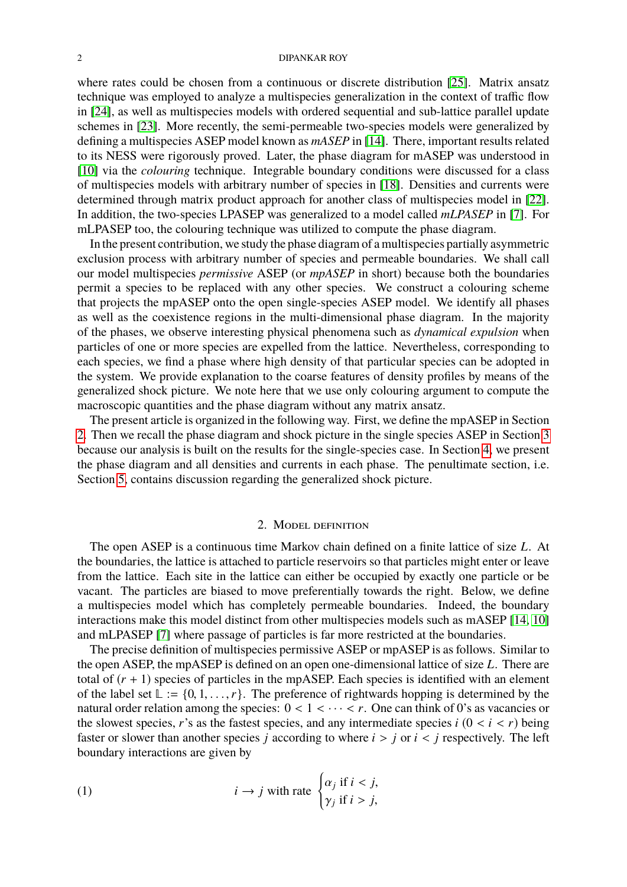where rates could be chosen from a continuous or discrete distribution [25]. Matrix ansatz technique was employed to analyze a multispecies generalization in the context of traffic flow in [24], as well as multispecies models with ordered sequential and sub-lattice parallel update schemes in [23]. More recently, the semi-permeable two-species models were generalized by defining a multispecies ASEP model known as *mASEP* in [14]. There, important results related to its NESS were rigorously proved. Later, the phase diagram for mASEP was understood in [10] via the *colouring* technique. Integrable boundary conditions were discussed for a class of multispecies models with arbitrary number of species in [18]. Densities and currents were determined through matrix product approach for another class of multispecies model in [22]. In addition, the two-species LPASEP was generalized to a model called *mLPASEP* in [7]. For mLPASEP too, the colouring technique was utilized to compute the phase diagram.

In the present contribution, we study the phase diagram of a multispecies partially asymmetric exclusion process with arbitrary number of species and permeable boundaries. We shall call our model multispecies *permissive* ASEP (or *mpASEP* in short) because both the boundaries permit a species to be replaced with any other species. We construct a colouring scheme that projects the mpASEP onto the open single-species ASEP model. We identify all phases as well as the coexistence regions in the multi-dimensional phase diagram. In the majority of the phases, we observe interesting physical phenomena such as *dynamical expulsion* when particles of one or more species are expelled from the lattice. Nevertheless, corresponding to each species, we find a phase where high density of that particular species can be adopted in the system. We provide explanation to the coarse features of density profiles by means of the generalized shock picture. We note here that we use only colouring argument to compute the macroscopic quantities and the phase diagram without any matrix ansatz.

The present article is organized in the following way. First, we define the mpASEP in Section 2. Then we recall the phase diagram and shock picture in the single species ASEP in Section 3 because our analysis is built on the results for the single-species case. In Section 4, we present the phase diagram and all densities and currents in each phase. The penultimate section, i.e. Section 5, contains discussion regarding the generalized shock picture.

## 2. Model definition

The open ASEP is a continuous time Markov chain defined on a finite lattice of size $L$. At the boundaries, the lattice is attached to particle reservoirs so that particles might enter or leave from the lattice. Each site in the lattice can either be occupied by exactly one particle or be vacant. The particles are biased to move preferentially towards the right. Below, we define a multispecies model which has completely permeable boundaries. Indeed, the boundary interactions make this model distinct from other multispecies models such as mASEP [14, 10] and mLPASEP [7] where passage of particles is far more restricted at the boundaries.

The precise definition of multispecies permissive ASEP or mpASEP is as follows. Similar to the open ASEP, the mpASEP is defined on an open one-dimensional lattice of size $L$. There are total of $(r+1)$ species of particles in the mpASEP. Each species is identified with an element of the label set $\mathbb{L} := \{0, 1, \dots, r\}$. The preference of rightwards hopping is determined by the natural order relation among the species: $0 < 1 < \cdots < r$. One can think of 0's as vacancies or the slowest species, $r$'s as the fastest species, and any intermediate species $i$ $(0 < i < r)$ being faster or slower than another species $j$ according to where $i > j$ or $i < j$ respectively. The left boundary interactions are given by

$$
i \to j \text{ with rate } \begin{cases} \alpha_j & \text{if } i < j, \\ \gamma_j & \text{if } i > j, \end{cases} \tag{1}
$$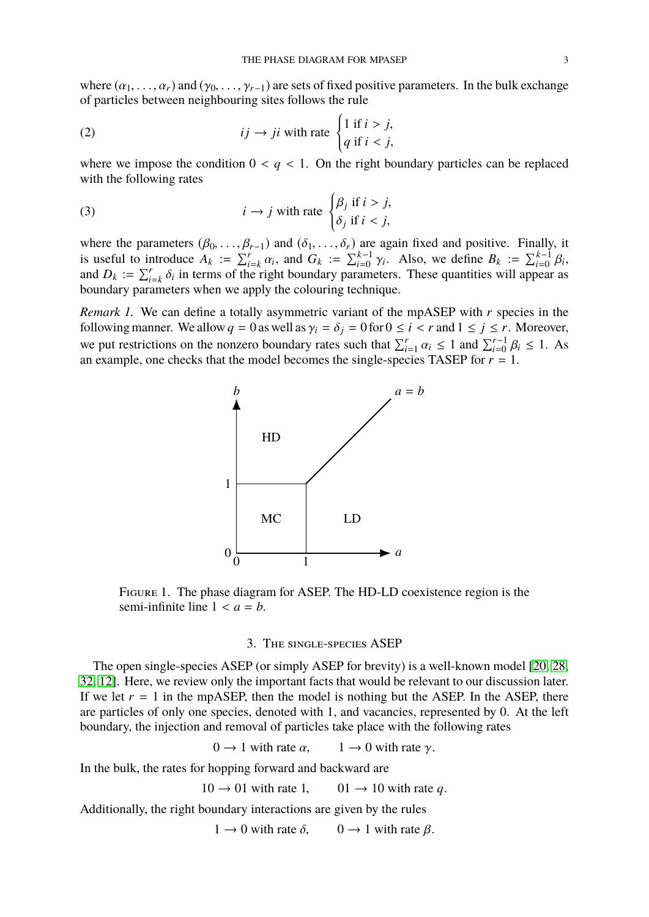where $(\alpha_1, \dots, \alpha_r)$ and $(\gamma_0, \dots, \gamma_{r-1})$ are sets of fixed positive parameters. In the bulk exchange of particles between neighbouring sites follows the rule

$$ij \to ji \text{ with rate } \begin{cases} 1 \text{ if } i > j, \\ q \text{ if } i < j, \end{cases} \tag{2}$$

where we impose the condition $0 < q < 1$. On the right boundary particles can be replaced with the following rates

$$i \to j \text{ with rate } \begin{cases} \beta_j \text{ if } i > j, \\ \delta_j \text{ if } i < j, \end{cases} \tag{3}$$

where the parameters $(\beta_0, \dots, \beta_{r-1})$ and $(\delta_1, \dots, \delta_r)$ are again fixed and positive. Finally, it is useful to introduce $A_k := \sum_{i=k}^{r} \alpha_i$, and $G_k := \sum_{i=0}^{k-1} \gamma_i$. Also, we define $B_k := \sum_{i=0}^{k-1} \beta_i$, and $D_k := \sum_{i=k}^{r} \delta_i$ in terms of the right boundary parameters. These quantities will appear as boundary parameters when we apply the colouring technique.

*Remark 1.* We can define a totally asymmetric variant of the mpASEP with $r$ species in the following manner. We allow $q = 0$ as well as $\gamma_i = \delta_j = 0$ for $0 \le i < r$ and $1 \le j \le r$. Moreover, we put restrictions on the nonzero boundary rates such that $\sum_{i=1}^{r} \alpha_i \le 1$ and $\sum_{i=0}^{r-1} \beta_i \le 1$. As an example, one checks that the model becomes the single-species TASEP for $r = 1$.

Figure 1. The phase diagram for ASEP. The HD-LD coexistence region is the semi-infinite line $1 < a = b$.

## 3. The single-species ASEP

The open single-species ASEP (or simply ASEP for brevity) is a well-known model [20, 28, 32, 12]. Here, we review only the important facts that would be relevant to our discussion later. If we let $r = 1$ in the mpASEP, then the model is nothing but the ASEP. In the ASEP, there are particles of only one species, denoted with 1, and vacancies, represented by 0. At the left boundary, the injection and removal of particles take place with the following rates

$$0 \to 1 \text{ with rate } \alpha, \qquad 1 \to 0 \text{ with rate } \gamma.$$

In the bulk, the rates for hopping forward and backward are

$$10 \to 01 \text{ with rate } 1, \qquad 01 \to 10 \text{ with rate } q.$$

Additionally, the right boundary interactions are given by the rules

$$1 \to 0 \text{ with rate } \delta, \qquad 0 \to 1 \text{ with rate } \beta.$$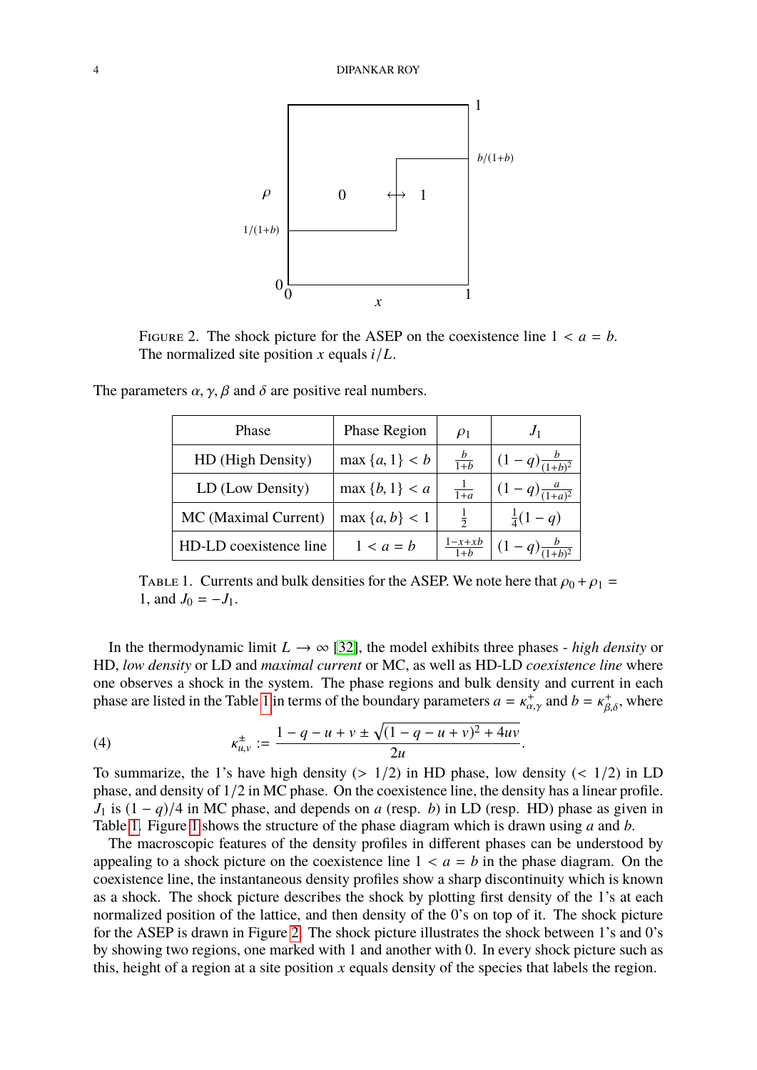FIGURE 2. The shock picture for the ASEP on the coexistence line $1 < a = b$. The normalized site position $x$ equals $i/L$.

The parameters $\alpha, \gamma, \beta$ and $\delta$ are positive real numbers.

| Phase | Phase Region | $\rho_1$ | $J_1$ |
|---|---|---|---|
| HD (High Density) | $\max\{a, 1\} < b$ | $\frac{b}{1+b}$ | $(1-q)\frac{b}{(1+b)^2}$ |
| LD (Low Density) | $\max\{b, 1\} < a$ | $\frac{1}{1+a}$ | $(1-q)\frac{a}{(1+a)^2}$ |
| MC (Maximal Current) | $\max\{a, b\} < 1$ | $\frac{1}{2}$ | $\frac{1}{4}(1-q)$ |
| HD-LD coexistence line | $1 < a = b$ | $\frac{1-x+xb}{1+b}$ | $(1-q)\frac{b}{(1+b)^2}$ |

TABLE 1. Currents and bulk densities for the ASEP. We note here that $\rho_0 + \rho_1 = 1$, and $J_0 = -J_1$.

In the thermodynamic limit $L \to \infty$ [32], the model exhibits three phases - *high density* or HD, *low density* or LD and *maximal current* or MC, as well as HD-LD *coexistence line* where one observes a shock in the system. The phase regions and bulk density and current in each phase are listed in the Table 1 in terms of the boundary parameters $a = \kappa^+_{\alpha,\gamma}$ and $b = \kappa^+_{\beta,\delta}$, where

$$\kappa^{\pm}_{u,v} := \frac{1-q-u+v \pm \sqrt{(1-q-u+v)^2 + 4uv}}{2u}. \tag{4}$$

To summarize, the 1's have high density ($> 1/2$) in HD phase, low density ($< 1/2$) in LD phase, and density of $1/2$ in MC phase. On the coexistence line, the density has a linear profile. $J_1$ is $(1-q)/4$ in MC phase, and depends on $a$ (resp. $b$) in LD (resp. HD) phase as given in Table 1. Figure 1 shows the structure of the phase diagram which is drawn using $a$ and $b$.

The macroscopic features of the density profiles in different phases can be understood by appealing to a shock picture on the coexistence line $1 < a = b$ in the phase diagram. On the coexistence line, the instantaneous density profiles show a sharp discontinuity which is known as a shock. The shock picture describes the shock by plotting first density of the 1's at each normalized position of the lattice, and then density of the 0's on top of it. The shock picture for the ASEP is drawn in Figure 2. The shock picture illustrates the shock between 1's and 0's by showing two regions, one marked with 1 and another with 0. In every shock picture such as this, height of a region at a site position $x$ equals density of the species that labels the region.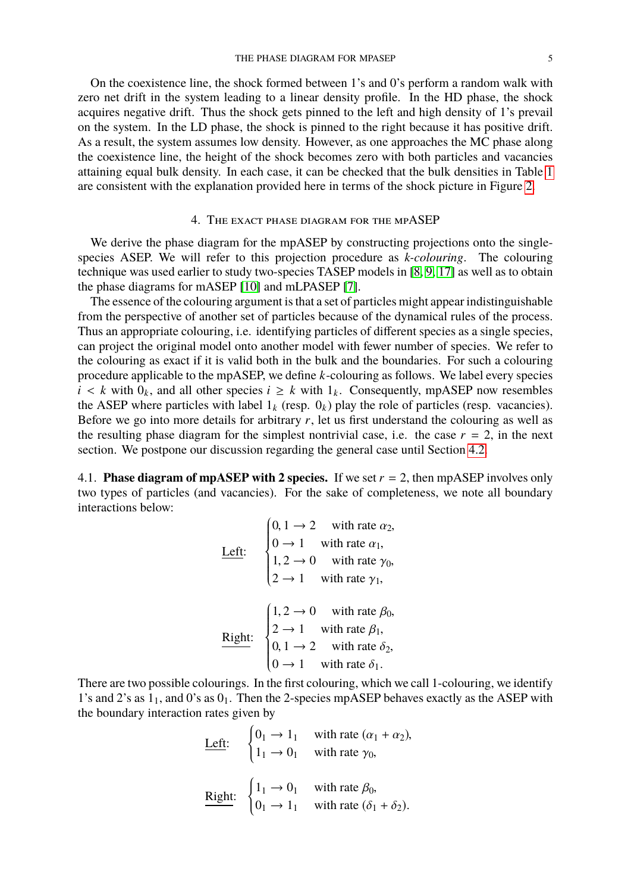On the coexistence line, the shock formed between 1's and 0's perform a random walk with zero net drift in the system leading to a linear density profile. In the HD phase, the shock acquires negative drift. Thus the shock gets pinned to the left and high density of 1's prevail on the system. In the LD phase, the shock is pinned to the right because it has positive drift. As a result, the system assumes low density. However, as one approaches the MC phase along the coexistence line, the height of the shock becomes zero with both particles and vacancies attaining equal bulk density. In each case, it can be checked that the bulk densities in Table 1 are consistent with the explanation provided here in terms of the shock picture in Figure 2.

## 4. The exact phase diagram for the mpASEP

We derive the phase diagram for the mpASEP by constructing projections onto the single-species ASEP. We will refer to this projection procedure as *k-colouring*. The colouring technique was used earlier to study two-species TASEP models in [8, 9, 17] as well as to obtain the phase diagrams for mASEP [10] and mLPASEP [7].

The essence of the colouring argument is that a set of particles might appear indistinguishable from the perspective of another set of particles because of the dynamical rules of the process. Thus an appropriate colouring, i.e. identifying particles of different species as a single species, can project the original model onto another model with fewer number of species. We refer to the colouring as exact if it is valid both in the bulk and the boundaries. For such a colouring procedure applicable to the mpASEP, we define $k$-colouring as follows. We label every species $i < k$ with $0_k$, and all other species $i \geq k$ with $1_k$. Consequently, mpASEP now resembles the ASEP where particles with label $1_k$ (resp. $0_k$) play the role of particles (resp. vacancies). Before we go into more details for arbitrary $r$, let us first understand the colouring as well as the resulting phase diagram for the simplest nontrivial case, i.e. the case $r = 2$, in the next section. We postpone our discussion regarding the general case until Section 4.2.

### 4.1. Phase diagram of mpASEP with 2 species.

If we set $r = 2$, then mpASEP involves only two types of particles (and vacancies). For the sake of completeness, we note all boundary interactions below:

$$\underline{\text{Left}}: \quad \begin{cases} 0, 1 \to 2 & \text{with rate } \alpha_2, \\ 0 \to 1 & \text{with rate } \alpha_1, \\ 1, 2 \to 0 & \text{with rate } \gamma_0, \\ 2 \to 1 & \text{with rate } \gamma_1, \end{cases}$$

$$\underline{\text{Right}}: \quad \begin{cases} 1, 2 \to 0 & \text{with rate } \beta_0, \\ 2 \to 1 & \text{with rate } \beta_1, \\ 0, 1 \to 2 & \text{with rate } \delta_2, \\ 0 \to 1 & \text{with rate } \delta_1. \end{cases}$$

There are two possible colourings. In the first colouring, which we call 1-colouring, we identify 1's and 2's as $1_1$, and 0's as $0_1$. Then the 2-species mpASEP behaves exactly as the ASEP with the boundary interaction rates given by

$$\underline{\text{Left}}: \quad \begin{cases} 0_1 \to 1_1 & \text{with rate } (\alpha_1 + \alpha_2), \\ 1_1 \to 0_1 & \text{with rate } \gamma_0, \end{cases}$$

$$\underline{\text{Right}}: \quad \begin{cases} 1_1 \to 0_1 & \text{with rate } \beta_0, \\ 0_1 \to 1_1 & \text{with rate } (\delta_1 + \delta_2). \end{cases}$$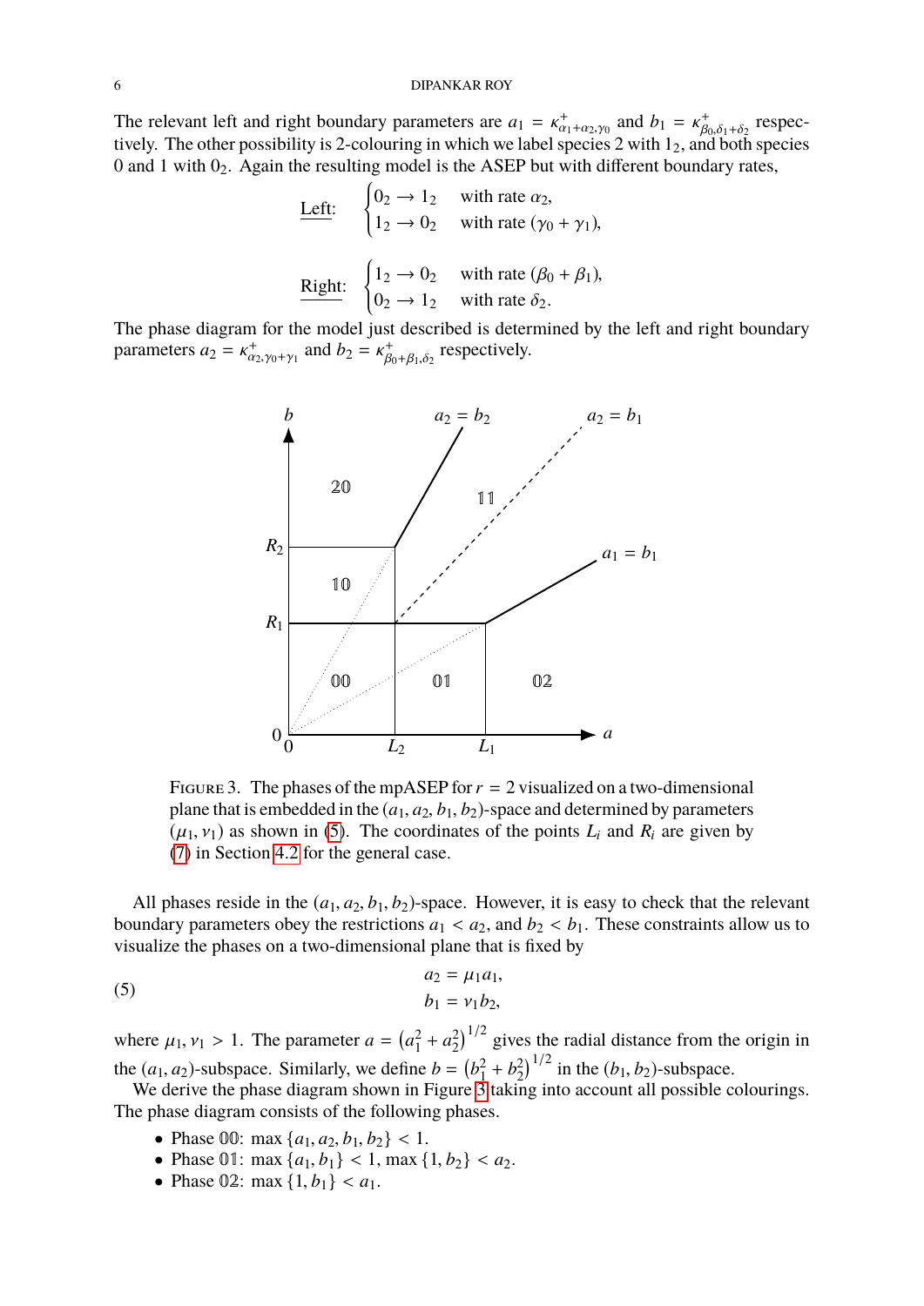The relevant left and right boundary parameters are $a_1 = \kappa^+_{\alpha_1+\alpha_2,\gamma_0}$ and $b_1 = \kappa^+_{\beta_0,\delta_1+\delta_2}$ respectively. The other possibility is 2-colouring in which we label species 2 with $1_2$, and both species 0 and 1 with $0_2$. Again the resulting model is the ASEP but with different boundary rates,

$$\underline{\text{Left:}} \quad \begin{cases} 0_2 \to 1_2 & \text{with rate } \alpha_2, \\ 1_2 \to 0_2 & \text{with rate } (\gamma_0 + \gamma_1), \end{cases}$$

$$\underline{\text{Right:}} \quad \begin{cases} 1_2 \to 0_2 & \text{with rate } (\beta_0 + \beta_1), \\ 0_2 \to 1_2 & \text{with rate } \delta_2. \end{cases}$$

The phase diagram for the model just described is determined by the left and right boundary parameters $a_2 = \kappa^+_{\alpha_2,\gamma_0+\gamma_1}$ and $b_2 = \kappa^+_{\beta_0+\beta_1,\delta_2}$ respectively.

FIGURE 3. The phases of the mpASEP for $r = 2$ visualized on a two-dimensional plane that is embedded in the $(a_1, a_2, b_1, b_2)$-space and determined by parameters $(\mu_1, \nu_1)$ as shown in (5). The coordinates of the points $L_i$ and $R_i$ are given by (7) in Section 4.2 for the general case.

All phases reside in the $(a_1, a_2, b_1, b_2)$-space. However, it is easy to check that the relevant boundary parameters obey the restrictions $a_1 < a_2$, and $b_2 < b_1$. These constraints allow us to visualize the phases on a two-dimensional plane that is fixed by

$$\begin{aligned} a_2 &= \mu_1 a_1, \\ b_1 &= \nu_1 b_2, \end{aligned} \tag{5}$$

where $\mu_1, \nu_1 > 1$. The parameter $a = \left(a_1^2 + a_2^2\right)^{1/2}$ gives the radial distance from the origin in the $(a_1, a_2)$-subspace. Similarly, we define $b = \left(b_1^2 + b_2^2\right)^{1/2}$ in the $(b_1, b_2)$-subspace.

We derive the phase diagram shown in Figure 3 taking into account all possible colourings. The phase diagram consists of the following phases.

- Phase $\mathbb{00}$: $\max\{a_1, a_2, b_1, b_2\} < 1$.
- Phase $\mathbb{01}$: $\max\{a_1, b_1\} < 1$, $\max\{1, b_2\} < a_2$.
- Phase $\mathbb{02}$: $\max\{1, b_1\} < a_1$.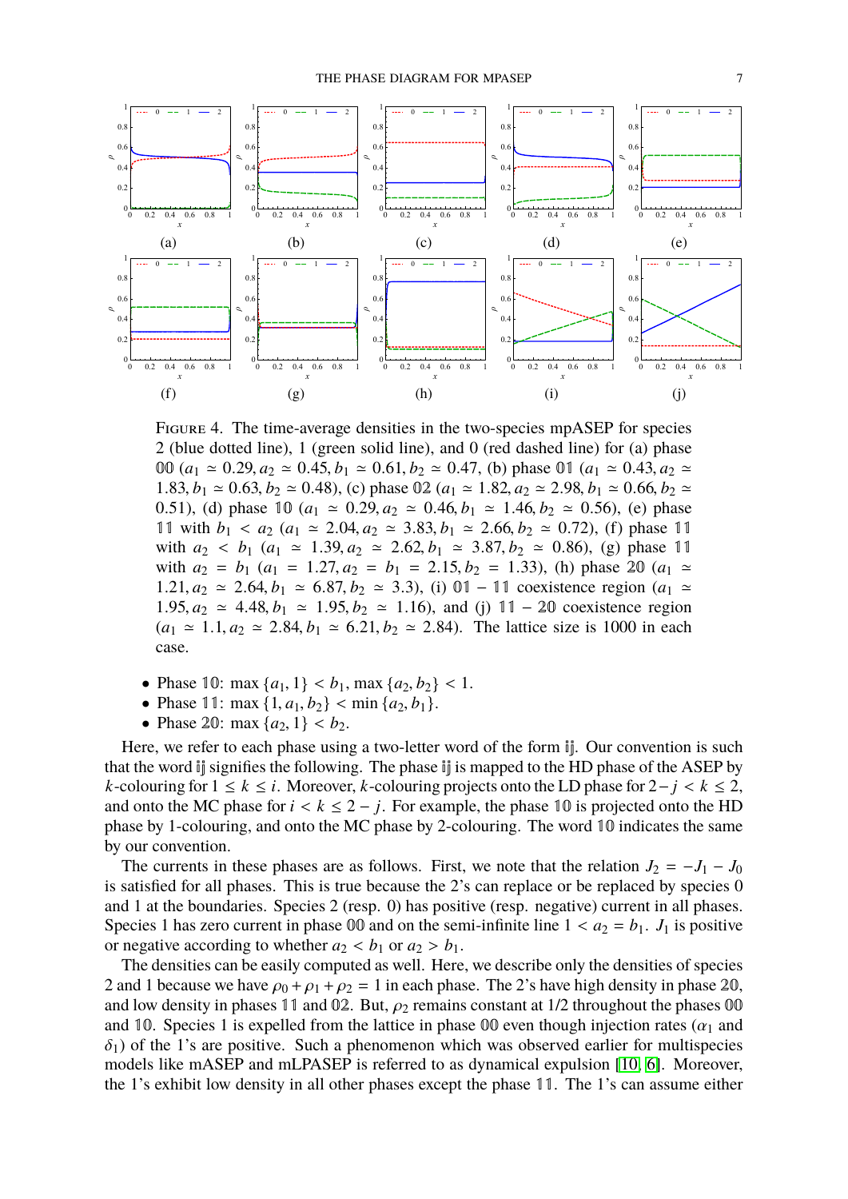FIGURE 4. The time-average densities in the two-species mpASEP for species 2 (blue dotted line), 1 (green solid line), and 0 (red dashed line) for (a) phase $\mathbb{00}$ ($a_1 \simeq 0.29, a_2 \simeq 0.45, b_1 \simeq 0.61, b_2 \simeq 0.47$, (b) phase $\mathbb{01}$ ($a_1 \simeq 0.43, a_2 \simeq 1.83, b_1 \simeq 0.63, b_2 \simeq 0.48$), (c) phase $\mathbb{02}$ ($a_1 \simeq 1.82, a_2 \simeq 2.98, b_1 \simeq 0.66, b_2 \simeq 0.51$), (d) phase $\mathbb{10}$ ($a_1 \simeq 0.29, a_2 \simeq 0.46, b_1 \simeq 1.46, b_2 \simeq 0.56$), (e) phase $\mathbb{11}$ with $b_1 < a_2$ ($a_1 \simeq 2.04, a_2 \simeq 3.83, b_1 \simeq 2.66, b_2 \simeq 0.72$), (f) phase $\mathbb{11}$ with $a_2 < b_1$ ($a_1 \simeq 1.39, a_2 \simeq 2.62, b_1 \simeq 3.87, b_2 \simeq 0.86$), (g) phase $\mathbb{11}$ with $a_2 = b_1$ ($a_1 = 1.27, a_2 = b_1 = 2.15, b_2 = 1.33$), (h) phase $\mathbb{20}$ ($a_1 \simeq 1.21, a_2 \simeq 2.64, b_1 \simeq 6.87, b_2 \simeq 3.3$), (i) $\mathbb{01} - \mathbb{11}$ coexistence region ($a_1 \simeq 1.95, a_2 \simeq 4.48, b_1 \simeq 1.95, b_2 \simeq 1.16$), and (j) $\mathbb{11} - \mathbb{20}$ coexistence region ($a_1 \simeq 1.1, a_2 \simeq 2.84, b_1 \simeq 6.21, b_2 \simeq 2.84$). The lattice size is 1000 in each case.

- Phase $\mathbb{10}$: $\max\{a_1, 1\} < b_1$, $\max\{a_2, b_2\} < 1$.
- Phase $\mathbb{11}$: $\max\{1, a_1, b_2\} < \min\{a_2, b_1\}$.
- Phase $\mathbb{20}$: $\max\{a_2, 1\} < b_2$.

Here, we refer to each phase using a two-letter word of the form $\mathbb{ij}$. Our convention is such that the word $\mathbb{ij}$ signifies the following. The phase $\mathbb{ij}$ is mapped to the HD phase of the ASEP by $k$-colouring for $1 \leq k \leq i$. Moreover, $k$-colouring projects onto the LD phase for $2 - j < k \leq 2$, and onto the MC phase for $i < k \leq 2 - j$. For example, the phase $\mathbb{10}$ is projected onto the HD phase by 1-colouring, and onto the MC phase by 2-colouring. The word $\mathbb{10}$ indicates the same by our convention.

The currents in these phases are as follows. First, we note that the relation $J_2 = -J_1 - J_0$ is satisfied for all phases. This is true because the 2's can replace or be replaced by species 0 and 1 at the boundaries. Species 2 (resp. 0) has positive (resp. negative) current in all phases. Species 1 has zero current in phase $\mathbb{00}$ and on the semi-infinite line $1 < a_2 = b_1$. $J_1$ is positive or negative according to whether $a_2 < b_1$ or $a_2 > b_1$.

The densities can be easily computed as well. Here, we describe only the densities of species 2 and 1 because we have $\rho_0 + \rho_1 + \rho_2 = 1$ in each phase. The 2's have high density in phase $\mathbb{20}$, and low density in phases $\mathbb{11}$ and $\mathbb{02}$. But, $\rho_2$ remains constant at 1/2 throughout the phases $\mathbb{00}$ and $\mathbb{10}$. Species 1 is expelled from the lattice in phase $\mathbb{00}$ even though injection rates ($\alpha_1$ and $\delta_1$) of the 1's are positive. Such a phenomenon which was observed earlier for multispecies models like mASEP and mLPASEP is referred to as dynamical expulsion [10, 6]. Moreover, the 1's exhibit low density in all other phases except the phase $\mathbb{11}$. The 1's can assume either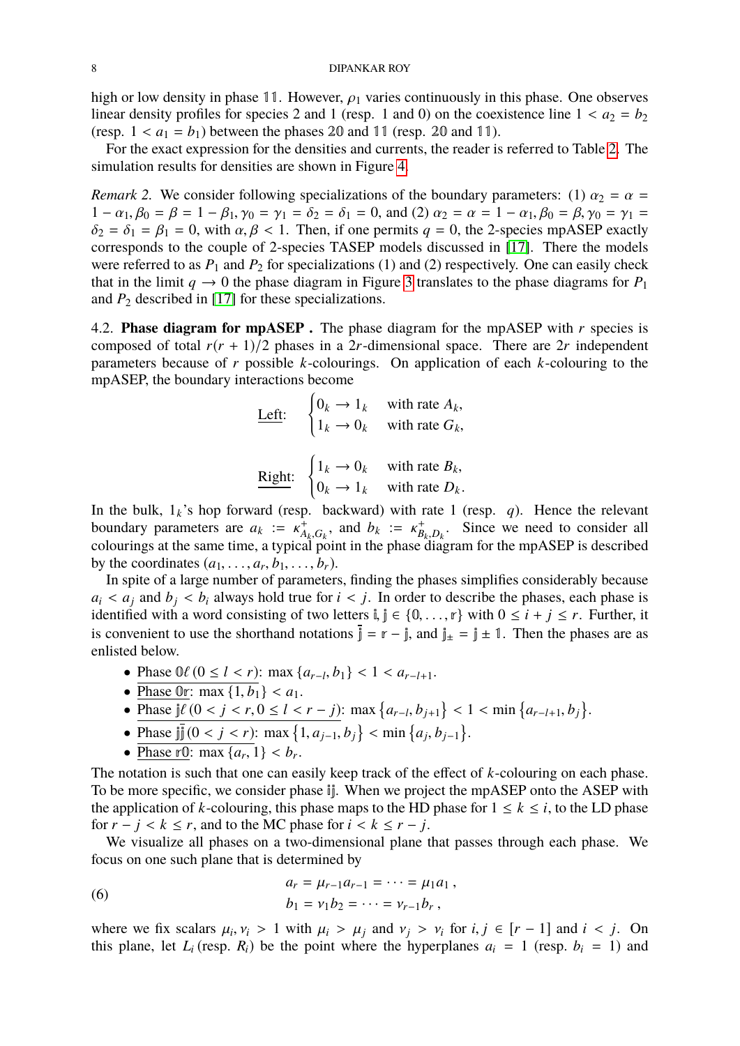high or low density in phase $\mathbb{11}$. However, $\rho_1$ varies continuously in this phase. One observes linear density profiles for species 2 and 1 (resp. 1 and 0) on the coexistence line $1 < a_2 = b_2$ (resp. $1 < a_1 = b_1$) between the phases $\mathbb{20}$ and $\mathbb{11}$ (resp. $\mathbb{20}$ and $\mathbb{11}$).

For the exact expression for the densities and currents, the reader is referred to Table 2. The simulation results for densities are shown in Figure 4.

*Remark 2.* We consider following specializations of the boundary parameters: (1) $\alpha_2 = \alpha = 1 - \alpha_1, \beta_0 = \beta = 1 - \beta_1, \gamma_0 = \gamma_1 = \delta_2 = \delta_1 = 0$, and (2) $\alpha_2 = \alpha = 1 - \alpha_1, \beta_0 = \beta, \gamma_0 = \gamma_1 = \delta_2 = \delta_1 = \beta_1 = 0$, with $\alpha, \beta < 1$. Then, if one permits $q = 0$, the 2-species mpASEP exactly corresponds to the couple of 2-species TASEP models discussed in [17]. There the models were referred to as $P_1$ and $P_2$ for specializations (1) and (2) respectively. One can easily check that in the limit $q \to 0$ the phase diagram in Figure 3 translates to the phase diagrams for $P_1$ and $P_2$ described in [17] for these specializations.

4.2. **Phase diagram for mpASEP .** The phase diagram for the mpASEP with $r$ species is composed of total $r(r+1)/2$ phases in a $2r$-dimensional space. There are $2r$ independent parameters because of $r$ possible $k$-colourings. On application of each $k$-colouring to the mpASEP, the boundary interactions become

$$\underline{\text{Left}}: \quad \begin{cases} 0_k \to 1_k & \text{with rate } A_k, \\ 1_k \to 0_k & \text{with rate } G_k, \end{cases}$$

$$\underline{\text{Right}}: \quad \begin{cases} 1_k \to 0_k & \text{with rate } B_k, \\ 0_k \to 1_k & \text{with rate } D_k. \end{cases}$$

In the bulk, $1_k$'s hop forward (resp. backward) with rate 1 (resp. $q$). Hence the relevant boundary parameters are $a_k := \kappa^+_{A_k,G_k}$, and $b_k := \kappa^+_{B_k,D_k}$. Since we need to consider all colourings at the same time, a typical point in the phase diagram for the mpASEP is described by the coordinates $(a_1, \dots, a_r, b_1, \dots, b_r)$.

In spite of a large number of parameters, finding the phases simplifies considerably because $a_i < a_j$ and $b_j < b_i$ always hold true for $i < j$. In order to describe the phases, each phase is identified with a word consisting of two letters $\mathbb{i}, \mathbb{j} \in \{\mathbb{0}, \dots, \mathbb{r}\}$ with $0 \le i + j \le r$. Further, it is convenient to use the shorthand notations $\bar{\mathbb{j}} = \mathbb{r} - \mathbb{j}$, and $\mathbb{j}_\pm = \mathbb{j} \pm \mathbb{1}$. Then the phases are as enlisted below.

- Phase $\mathbb{0}\ell \, (0 \le l < r)$: $\max\{a_{r-l}, b_1\} < 1 < a_{r-l+1}$.
- Phase $\mathbb{0r}$: $\max\{1, b_1\} < a_1$.
- Phase $\mathbb{j}\ell \, (0 < j < r, 0 \le l < r - j)$: $\max\{a_{r-l}, b_{j+1}\} < 1 < \min\{a_{r-l+1}, b_j\}$.
- Phase $\mathbb{j}\bar{\mathbb{j}} \, (0 < j < r)$: $\max\{1, a_{j-1}, b_j\} < \min\{a_j, b_{j-1}\}$.
- Phase $\mathbb{r0}$: $\max\{a_r, 1\} < b_r$.

The notation is such that one can easily keep track of the effect of $k$-colouring on each phase. To be more specific, we consider phase $\mathbb{ij}$. When we project the mpASEP onto the ASEP with the application of $k$-colouring, this phase maps to the HD phase for $1 \le k \le i$, to the LD phase for $r - j < k \le r$, and to the MC phase for $i < k \le r - j$.

We visualize all phases on a two-dimensional plane that passes through each phase. We focus on one such plane that is determined by

$$a_r = \mu_{r-1} a_{r-1} = \cdots = \mu_1 a_1 \, , \tag{6}$$
$$b_1 = \nu_1 b_2 = \cdots = \nu_{r-1} b_r \, ,$$

where we fix scalars $\mu_i, \nu_i > 1$ with $\mu_i > \mu_j$ and $\nu_j > \nu_i$ for $i, j \in [r-1]$ and $i < j$. On this plane, let $L_i$ (resp. $R_i$) be the point where the hyperplanes $a_i = 1$ (resp. $b_i = 1$) and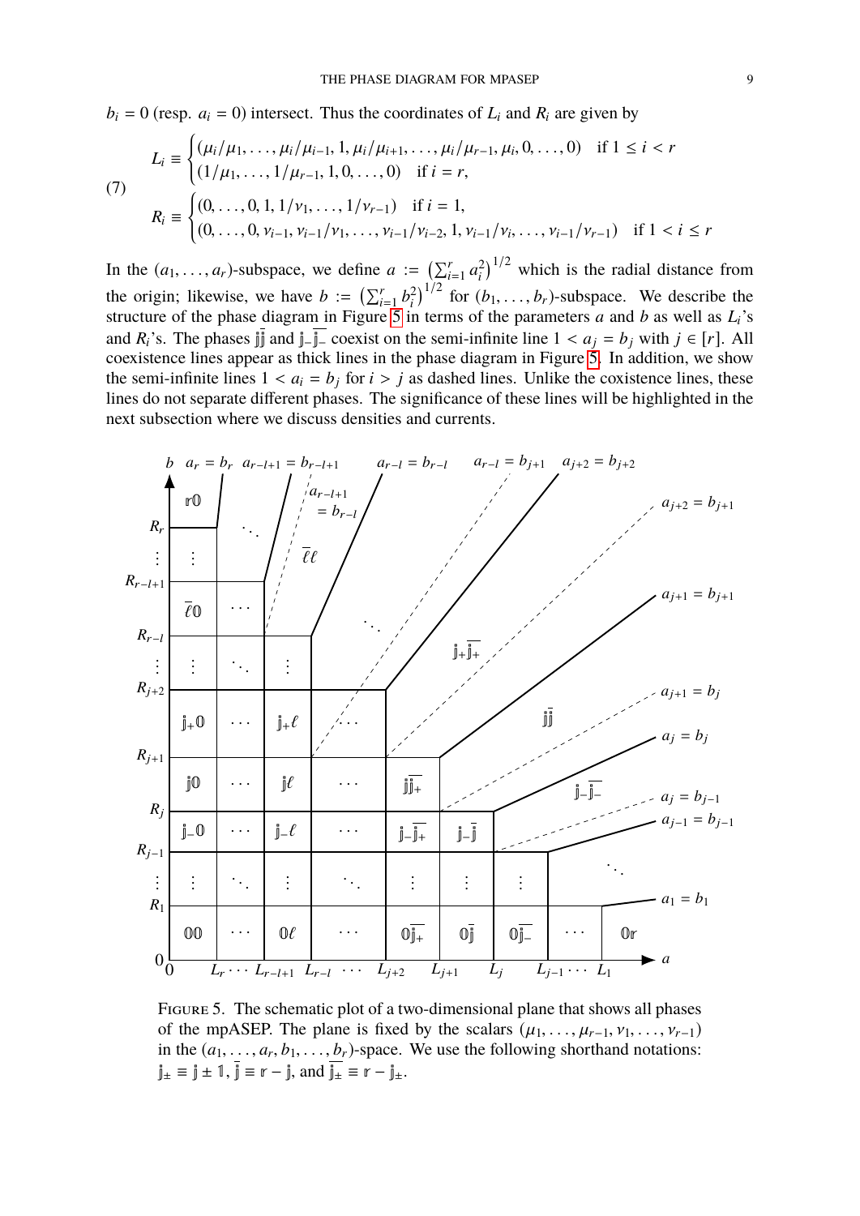$b_i = 0$ (resp. $a_i = 0$) intersect. Thus the coordinates of $L_i$ and $R_i$ are given by

$$
(7) \qquad
\begin{aligned}
L_i &\equiv \begin{cases} (\mu_i/\mu_1, \dots, \mu_i/\mu_{i-1}, 1, \mu_i/\mu_{i+1}, \dots, \mu_i/\mu_{r-1}, \mu_i, 0, \dots, 0) & \text{if } 1 \le i < r \\ (1/\mu_1, \dots, 1/\mu_{r-1}, 1, 0, \dots, 0) & \text{if } i = r, \end{cases} \\
R_i &\equiv \begin{cases} (0, \dots, 0, 1, 1/\nu_1, \dots, 1/\nu_{r-1}) & \text{if } i = 1, \\ (0, \dots, 0, \nu_{i-1}, \nu_{i-1}/\nu_1, \dots, \nu_{i-1}/\nu_{i-2}, 1, \nu_{i-1}/\nu_i, \dots, \nu_{i-1}/\nu_{r-1}) & \text{if } 1 < i \le r \end{cases}
\end{aligned}
$$

In the $(a_1, \dots, a_r)$-subspace, we define $a := \left(\sum_{i=1}^r a_i^2\right)^{1/2}$ which is the radial distance from the origin; likewise, we have $b := \left(\sum_{i=1}^r b_i^2\right)^{1/2}$ for $(b_1, \dots, b_r)$-subspace. We describe the structure of the phase diagram in Figure 5 in terms of the parameters $a$ and $b$ as well as $L_i$'s and $R_i$'s. The phases $\mathbb{j}\bar{\mathbb{j}}$ and $\mathbb{j}_-\overline{\mathbb{j}_-}$ coexist on the semi-infinite line $1 < a_j = b_j$ with $j \in [r]$. All coexistence lines appear as thick lines in the phase diagram in Figure 5. In addition, we show the semi-infinite lines $1 < a_i = b_j$ for $i > j$ as dashed lines. Unlike the coxistence lines, these lines do not separate different phases. The significance of these lines will be highlighted in the next subsection where we discuss densities and currents.

FIGURE 5. The schematic plot of a two-dimensional plane that shows all phases of the mpASEP. The plane is fixed by the scalars $(\mu_1, \dots, \mu_{r-1}, \nu_1, \dots, \nu_{r-1})$ in the $(a_1, \dots, a_r, b_1, \dots, b_r)$-space. We use the following shorthand notations: $\mathbb{j}_\pm \equiv \mathbb{j} \pm \mathbb{1}$, $\bar{\mathbb{j}} \equiv \mathbb{r} - \mathbb{j}$, and $\overline{\mathbb{j}_\pm} \equiv \mathbb{r} - \mathbb{j}_\pm$.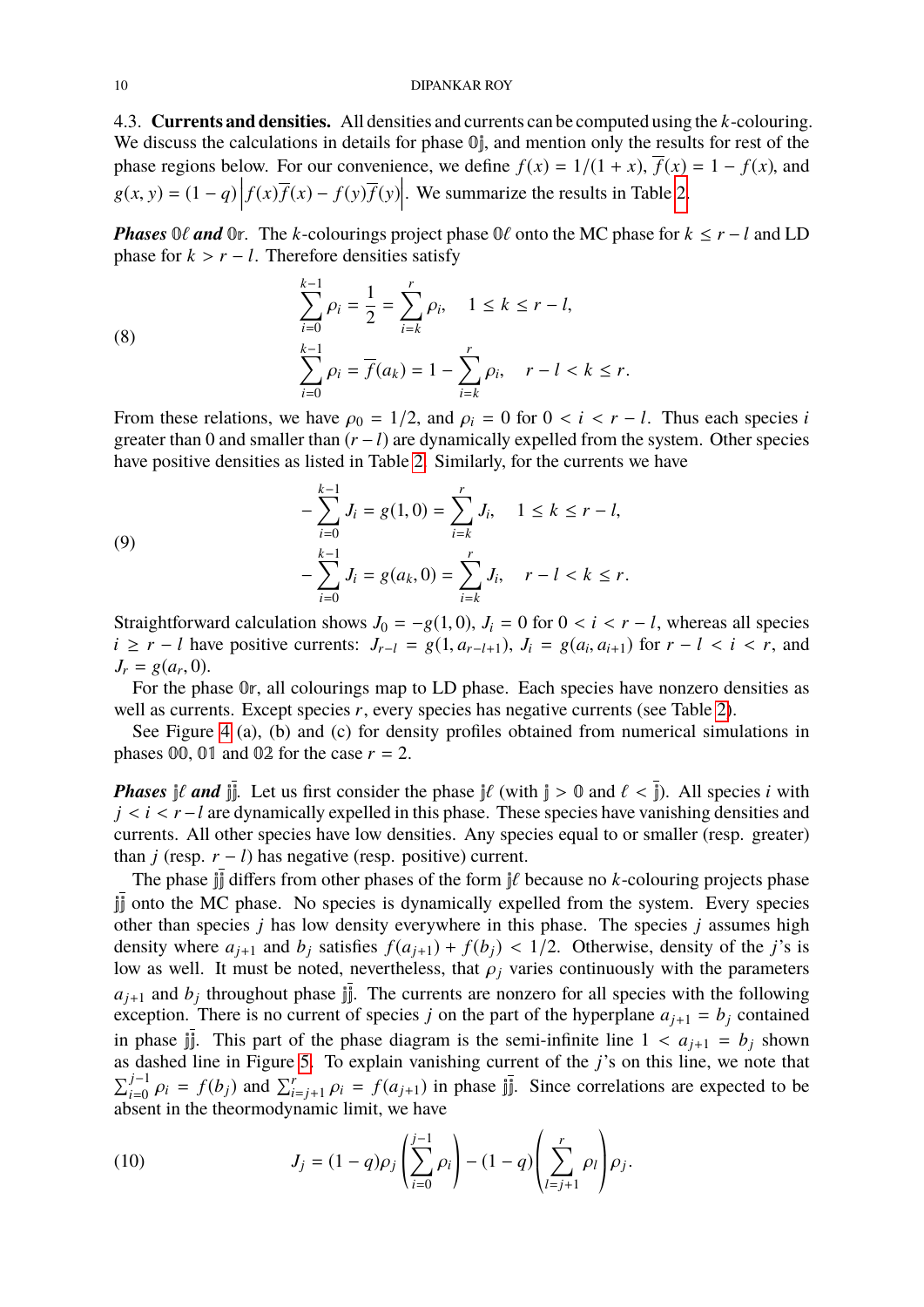4.3. **Currents and densities.** All densities and currents can be computed using the $k$-colouring. We discuss the calculations in details for phase $\mathbb{0j}$, and mention only the results for rest of the phase regions below. For our convenience, we define $f(x) = 1/(1+x)$, $\overline{f}(x) = 1 - f(x)$, and $g(x,y) = (1-q)\left|f(x)\overline{f}(x) - f(y)\overline{f}(y)\right|$. We summarize the results in Table 2.

***Phases*** $\mathbb{0}\ell$ ***and*** $\mathbb{0r}$. The $k$-colourings project phase $\mathbb{0}\ell$ onto the MC phase for $k \leq r-l$ and LD phase for $k > r-l$. Therefore densities satisfy

$$
\begin{aligned}
\sum_{i=0}^{k-1} \rho_i &= \frac{1}{2} = \sum_{i=k}^{r} \rho_i, \quad 1 \leq k \leq r-l, \\
\sum_{i=0}^{k-1} \rho_i &= \overline{f}(a_k) = 1 - \sum_{i=k}^{r} \rho_i, \quad r-l < k \leq r.
\end{aligned} \tag{8}
$$

From these relations, we have $\rho_0 = 1/2$, and $\rho_i = 0$ for $0 < i < r-l$. Thus each species $i$ greater than 0 and smaller than $(r-l)$ are dynamically expelled from the system. Other species have positive densities as listed in Table 2. Similarly, for the currents we have

$$
\begin{aligned}
-\sum_{i=0}^{k-1} J_i &= g(1,0) = \sum_{i=k}^{r} J_i, \quad 1 \leq k \leq r-l, \\
-\sum_{i=0}^{k-1} J_i &= g(a_k,0) = \sum_{i=k}^{r} J_i, \quad r-l < k \leq r.
\end{aligned} \tag{9}
$$

Straightforward calculation shows $J_0 = -g(1,0)$, $J_i = 0$ for $0 < i < r-l$, whereas all species $i \geq r-l$ have positive currents: $J_{r-l} = g(1, a_{r-l+1})$, $J_i = g(a_i, a_{i+1})$ for $r-l < i < r$, and $J_r = g(a_r, 0)$.

For the phase $\mathbb{0r}$, all colourings map to LD phase. Each species have nonzero densities as well as currents. Except species $r$, every species has negative currents (see Table 2).

See Figure 4 (a), (b) and (c) for density profiles obtained from numerical simulations in phases $\mathbb{00}$, $\mathbb{01}$ and $\mathbb{02}$ for the case $r = 2$.

***Phases*** $\mathbb{j}\ell$ ***and*** $\mathbb{j}\overline{\mathbb{j}}$. Let us first consider the phase $\mathbb{j}\ell$ (with $\mathbb{j} > \mathbb{0}$ and $\ell < \overline{\mathbb{j}}$). All species $i$ with $j < i < r-l$ are dynamically expelled in this phase. These species have vanishing densities and currents. All other species have low densities. Any species equal to or smaller (resp. greater) than $j$ (resp. $r-l$) has negative (resp. positive) current.

The phase $\mathbb{j}\overline{\mathbb{j}}$ differs from other phases of the form $\mathbb{j}\ell$ because no $k$-colouring projects phase $\mathbb{j}\overline{\mathbb{j}}$ onto the MC phase. No species is dynamically expelled from the system. Every species other than species $j$ has low density everywhere in this phase. The species $j$ assumes high density where $a_{j+1}$ and $b_j$ satisfies $f(a_{j+1}) + f(b_j) < 1/2$. Otherwise, density of the $j$'s is low as well. It must be noted, nevertheless, that $\rho_j$ varies continuously with the parameters $a_{j+1}$ and $b_j$ throughout phase $\mathbb{j}\overline{\mathbb{j}}$. The currents are nonzero for all species with the following exception. There is no current of species $j$ on the part of the hyperplane $a_{j+1} = b_j$ contained in phase $\mathbb{j}\overline{\mathbb{j}}$. This part of the phase diagram is the semi-infinite line $1 < a_{j+1} = b_j$ shown as dashed line in Figure 5. To explain vanishing current of the $j$'s on this line, we note that $\sum_{i=0}^{j-1} \rho_i = f(b_j)$ and $\sum_{i=j+1}^{r} \rho_i = f(a_{j+1})$ in phase $\mathbb{j}\overline{\mathbb{j}}$. Since correlations are expected to be absent in the thermodynamic limit, we have

$$
J_j = (1-q)\rho_j \left( \sum_{i=0}^{j-1} \rho_i \right) - (1-q) \left( \sum_{l=j+1}^{r} \rho_l \right) \rho_j. \tag{10}
$$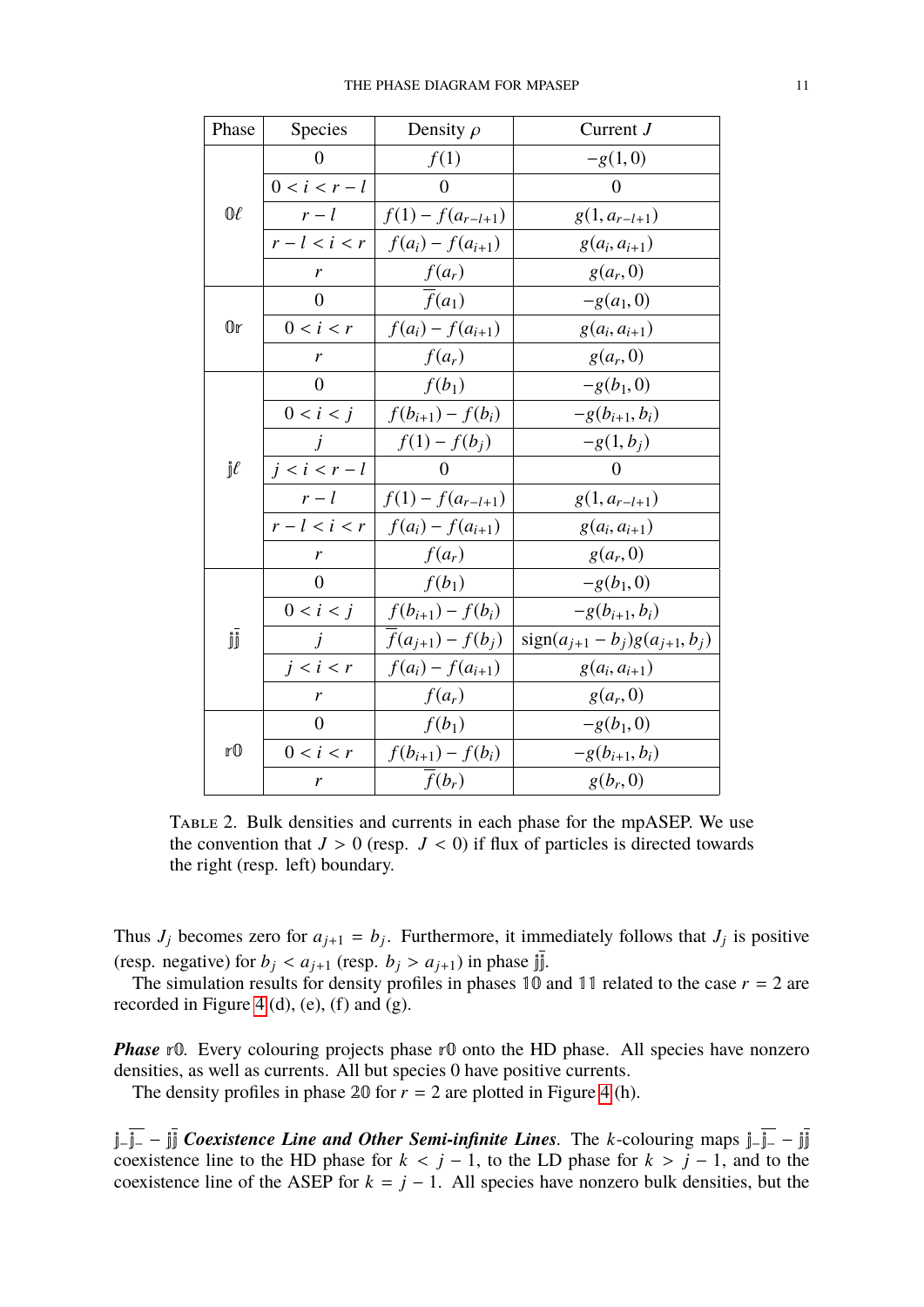| Phase | Species | Density $\rho$ | Current $J$ |
| --- | --- | --- | --- |
| $\mathbb{0}\ell$ | $0$ | $f(1)$ | $-g(1,0)$ |
| | $0 < i < r-l$ | $0$ | $0$ |
| | $r-l$ | $f(1) - f(a_{r-l+1})$ | $g(1, a_{r-l+1})$ |
| | $r-l < i < r$ | $f(a_i) - f(a_{i+1})$ | $g(a_i, a_{i+1})$ |
| | $r$ | $f(a_r)$ | $g(a_r, 0)$ |
| $\mathbb{0}\mathbb{r}$ | $0$ | $\overline{f}(a_1)$ | $-g(a_1, 0)$ |
| | $0 < i < r$ | $f(a_i) - f(a_{i+1})$ | $g(a_i, a_{i+1})$ |
| | $r$ | $f(a_r)$ | $g(a_r, 0)$ |
| $\mathbb{j}\ell$ | $0$ | $f(b_1)$ | $-g(b_1, 0)$ |
| | $0 < i < j$ | $f(b_{i+1}) - f(b_i)$ | $-g(b_{i+1}, b_i)$ |
| | $j$ | $f(1) - f(b_j)$ | $-g(1, b_j)$ |
| | $j < i < r-l$ | $0$ | $0$ |
| | $r-l$ | $f(1) - f(a_{r-l+1})$ | $g(1, a_{r-l+1})$ |
| | $r-l < i < r$ | $f(a_i) - f(a_{i+1})$ | $g(a_i, a_{i+1})$ |
| | $r$ | $f(a_r)$ | $g(a_r, 0)$ |
| $\mathbb{j}\bar{\mathbb{j}}$ | $0$ | $f(b_1)$ | $-g(b_1, 0)$ |
| | $0 < i < j$ | $f(b_{i+1}) - f(b_i)$ | $-g(b_{i+1}, b_i)$ |
| | $j$ | $\overline{f}(a_{j+1}) - f(b_j)$ | $\operatorname{sign}(a_{j+1} - b_j) g(a_{j+1}, b_j)$ |
| | $j < i < r$ | $f(a_i) - f(a_{i+1})$ | $g(a_i, a_{i+1})$ |
| | $r$ | $f(a_r)$ | $g(a_r, 0)$ |
| $\mathbb{r}\mathbb{0}$ | $0$ | $f(b_1)$ | $-g(b_1, 0)$ |
| | $0 < i < r$ | $f(b_{i+1}) - f(b_i)$ | $-g(b_{i+1}, b_i)$ |
| | $r$ | $\overline{f}(b_r)$ | $g(b_r, 0)$ |

Table 2. Bulk densities and currents in each phase for the mpASEP. We use the convention that $J > 0$ (resp. $J < 0$) if flux of particles is directed towards the right (resp. left) boundary.

Thus $J_j$ becomes zero for $a_{j+1} = b_j$. Furthermore, it immediately follows that $J_j$ is positive (resp. negative) for $b_j < a_{j+1}$ (resp. $b_j > a_{j+1}$) in phase $\mathbb{j}\bar{\mathbb{j}}$.

The simulation results for density profiles in phases $\mathbb{1}\mathbb{0}$ and $\mathbb{1}\mathbb{1}$ related to the case $r = 2$ are recorded in Figure 4(d), (e), (f) and (g).

***Phase*** $\mathbb{r}\mathbb{0}$. Every colouring projects phase $\mathbb{r}\mathbb{0}$ onto the HD phase. All species have nonzero densities, as well as currents. All but species 0 have positive currents.

The density profiles in phase $\mathbb{2}\mathbb{0}$ for $r = 2$ are plotted in Figure 4(h).

$\mathbb{j}_{-}\overline{\mathbb{j}_{-}} - \mathbb{j}\bar{\mathbb{j}}$ ***Coexistence Line and Other Semi-infinite Lines***. The $k$-colouring maps $\mathbb{j}_{-}\overline{\mathbb{j}_{-}} - \mathbb{j}\bar{\mathbb{j}}$ coexistence line to the HD phase for $k < j-1$, to the LD phase for $k > j-1$, and to the coexistence line of the ASEP for $k = j-1$. All species have nonzero bulk densities, but the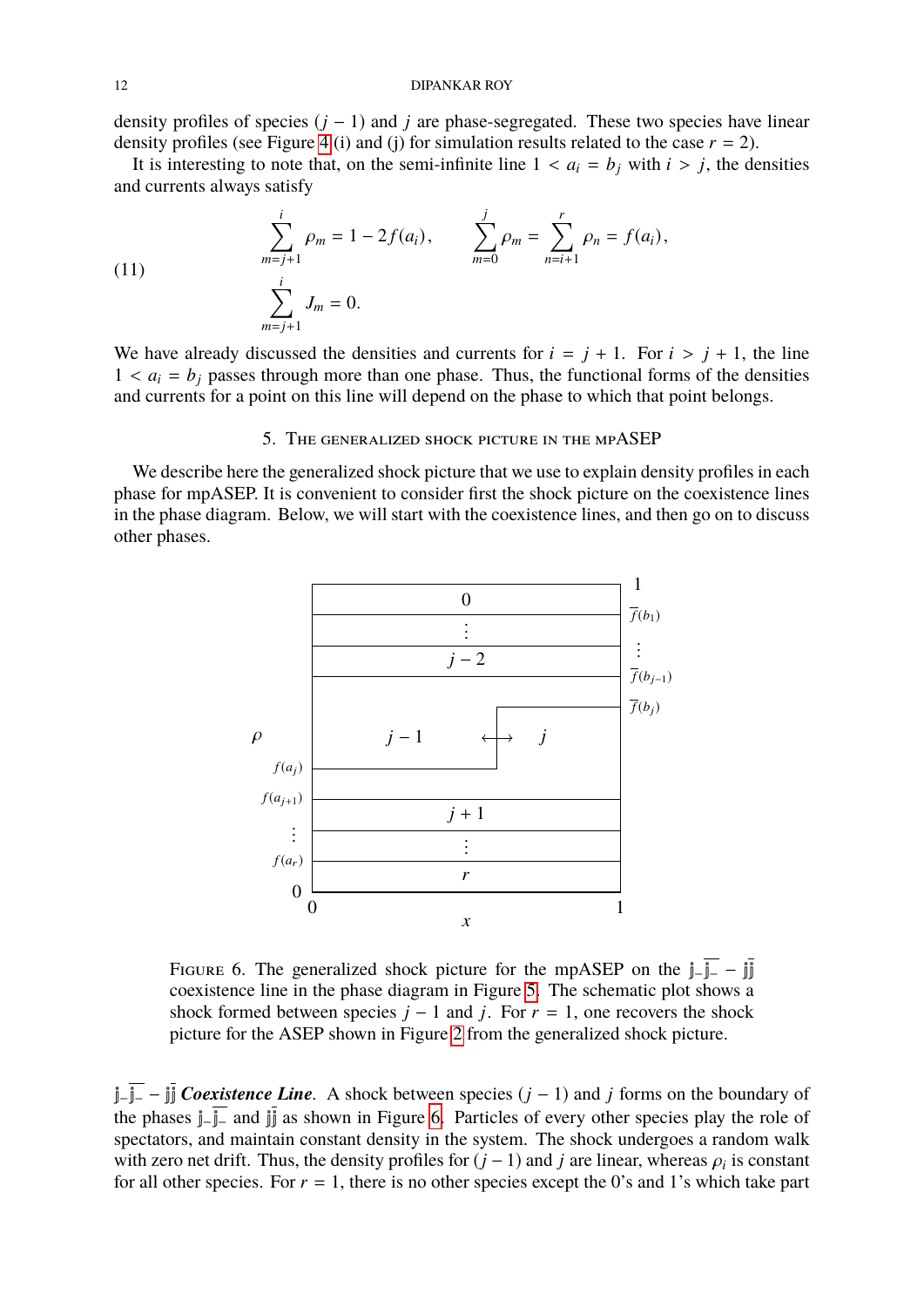density profiles of species $(j-1)$ and $j$ are phase-segregated. These two species have linear density profiles (see Figure 4 (i) and (j) for simulation results related to the case $r=2$).

It is interesting to note that, on the semi-infinite line $1 < a_i = b_j$ with $i > j$, the densities and currents always satisfy

$$
\begin{aligned}
&\sum_{m=j+1}^{i} \rho_m = 1 - 2f(a_i), \qquad \sum_{m=0}^{j} \rho_m = \sum_{n=i+1}^{r} \rho_n = f(a_i), \\
&\sum_{m=j+1}^{i} J_m = 0.
\end{aligned}
\tag{11}
$$

We have already discussed the densities and currents for $i = j+1$. For $i > j+1$, the line $1 < a_i = b_j$ passes through more than one phase. Thus, the functional forms of the densities and currents for a point on this line will depend on the phase to which that point belongs.

## 5. The generalized shock picture in the mpASEP

We describe here the generalized shock picture that we use to explain density profiles in each phase for mpASEP. It is convenient to consider first the shock picture on the coexistence lines in the phase diagram. Below, we will start with the coexistence lines, and then go on to discuss other phases.

Figure 6. The generalized shock picture for the mpASEP on the $\mathbb{j}_-\overline{\mathbb{j}_-} - \mathbb{j}\overline{\mathbb{j}}$ coexistence line in the phase diagram in Figure 5. The schematic plot shows a shock formed between species $j-1$ and $j$. For $r=1$, one recovers the shock picture for the ASEP shown in Figure 2 from the generalized shock picture.

$\mathbb{j}_-\overline{\mathbb{j}_-} - \mathbb{j}\overline{\mathbb{j}}$ ***Coexistence Line***. A shock between species $(j-1)$ and $j$ forms on the boundary of the phases $\mathbb{j}_-\overline{\mathbb{j}_-}$ and $\mathbb{j}\overline{\mathbb{j}}$ as shown in Figure 6. Particles of every other species play the role of spectators, and maintain constant density in the system. The shock undergoes a random walk with zero net drift. Thus, the density profiles for $(j-1)$ and $j$ are linear, whereas $\rho_i$ is constant for all other species. For $r=1$, there is no other species except the 0's and 1's which take part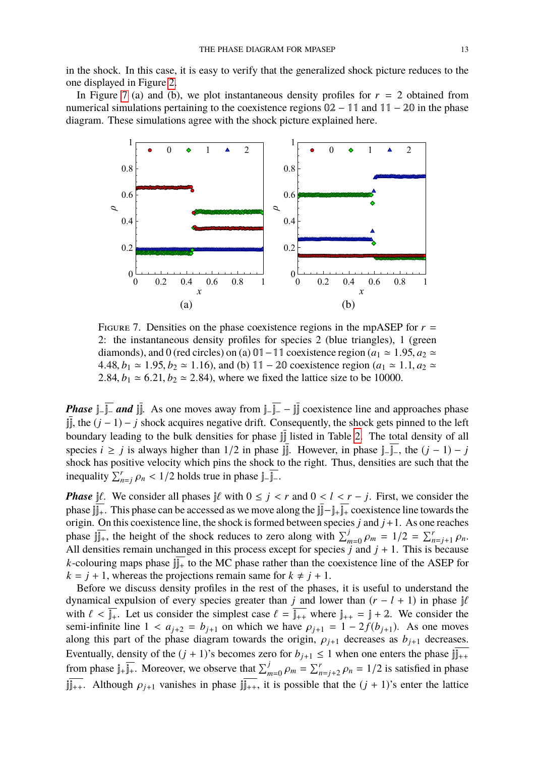in the shock. In this case, it is easy to verify that the generalized shock picture reduces to the one displayed in Figure 2.

In Figure 7 (a) and (b), we plot instantaneous density profiles for $r = 2$ obtained from numerical simulations pertaining to the coexistence regions $\mathbb{0}\mathbb{2} - \mathbb{1}\mathbb{1}$ and $\mathbb{1}\mathbb{1} - \mathbb{2}\mathbb{0}$ in the phase diagram. These simulations agree with the shock picture explained here.

FIGURE 7. Densities on the phase coexistence regions in the mpASEP for $r = 2$: the instantaneous density profiles for species 2 (blue triangles), 1 (green diamonds), and 0 (red circles) on (a) $\mathbb{0}\mathbb{1} - \mathbb{1}\mathbb{1}$ coexistence region ($a_1 \simeq 1.95, a_2 \simeq 4.48, b_1 \simeq 1.95, b_2 \simeq 1.16$), and (b) $\mathbb{1}\mathbb{1} - \mathbb{2}\mathbb{0}$ coexistence region ($a_1 \simeq 1.1, a_2 \simeq 2.84, b_1 \simeq 6.21, b_2 \simeq 2.84$), where we fixed the lattice size to be 10000.

***Phase*** $\mathbb{j}_{-}\overline{\mathbb{j}_{-}}$ ***and*** $\mathbb{j}\overline{\mathbb{j}}$. As one moves away from $\mathbb{j}_{-}\overline{\mathbb{j}_{-}} - \mathbb{j}\overline{\mathbb{j}}$ coexistence line and approaches phase $\mathbb{j}\overline{\mathbb{j}}$, the $(j-1) - j$ shock acquires negative drift. Consequently, the shock gets pinned to the left boundary leading to the bulk densities for phase $\mathbb{j}\overline{\mathbb{j}}$ listed in Table 2. The total density of all species $i \geq j$ is always higher than $1/2$ in phase $\mathbb{j}\overline{\mathbb{j}}$. However, in phase $\mathbb{j}_{-}\overline{\mathbb{j}_{-}}$, the $(j-1) - j$ shock has positive velocity which pins the shock to the right. Thus, densities are such that the inequality $\sum_{n=j}^{r} \rho_n < 1/2$ holds true in phase $\mathbb{j}_{-}\overline{\mathbb{j}_{-}}$.

***Phase*** $\mathbb{j}\ell$. We consider all phases $\mathbb{j}\ell$ with $0 \leq j < r$ and $0 < l < r - j$. First, we consider the phase $\mathbb{j}\overline{\mathbb{j}_{+}}$. This phase can be accessed as we move along the $\mathbb{j}\overline{\mathbb{j}} - \mathbb{j}_{+}\overline{\mathbb{j}_{+}}$ coexistence line towards the origin. On this coexistence line, the shock is formed between species $j$ and $j+1$. As one reaches phase $\mathbb{j}\overline{\mathbb{j}_{+}}$, the height of the shock reduces to zero along with $\sum_{m=0}^{j} \rho_m = 1/2 = \sum_{n=j+1}^{r} \rho_n$. All densities remain unchanged in this process except for species $j$ and $j+1$. This is because $k$-colouring maps phase $\mathbb{j}\overline{\mathbb{j}_{+}}$ to the MC phase rather than the coexistence line of the ASEP for $k = j+1$, whereas the projections remain same for $k \neq j+1$.

Before we discuss density profiles in the rest of the phases, it is useful to understand the dynamical expulsion of every species greater than $j$ and lower than $(r - l + 1)$ in phase $\mathbb{j}\ell$ with $\ell < \overline{\mathbb{j}_{+}}$. Let us consider the simplest case $\ell = \overline{\mathbb{j}_{++}}$ where $\mathbb{j}_{++} = \mathbb{j} + \mathbb{2}$. We consider the semi-infinite line $1 < a_{j+2} = b_{j+1}$ on which we have $\rho_{j+1} = 1 - 2f(b_{j+1})$. As one moves along this part of the phase diagram towards the origin, $\rho_{j+1}$ decreases as $b_{j+1}$ decreases. Eventually, density of the $(j+1)$'s becomes zero for $b_{j+1} \leq 1$ when one enters the phase $\mathbb{j}\overline{\mathbb{j}_{++}}$ from phase $\mathbb{j}_{+}\overline{\mathbb{j}_{+}}$. Moreover, we observe that $\sum_{m=0}^{j} \rho_m = \sum_{n=j+2}^{r} \rho_n = 1/2$ is satisfied in phase $\mathbb{j}\overline{\mathbb{j}_{++}}$. Although $\rho_{j+1}$ vanishes in phase $\mathbb{j}\overline{\mathbb{j}_{++}}$, it is possible that the $(j+1)$'s enter the lattice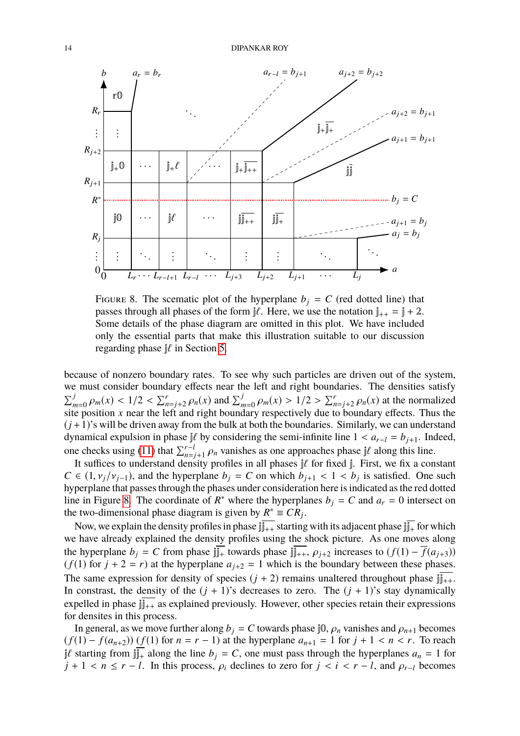FIGURE 8. The scematic plot of the hyperplane $b_j = C$ (red dotted line) that passes through all phases of the form $\mathbb{j}\ell$. Here, we use the notation $\mathbb{j}_{++} = \mathbb{j} + 2$. Some details of the phase diagram are omitted in this plot. We have included only the essential parts that make this illustration suitable to our discussion regarding phase $\mathbb{j}\ell$ in Section 5.

because of nonzero boundary rates. To see why such particles are driven out of the system, we must consider boundary effects near the left and right boundaries. The densities satisfy $\sum_{m=0}^{j} \rho_m(x) < 1/2 < \sum_{n=j+2}^{r} \rho_n(x)$ and $\sum_{m=0}^{j} \rho_m(x) > 1/2 > \sum_{n=j+2}^{r} \rho_n(x)$ at the normalized site position $x$ near the left and right boundary respectively due to boundary effects. Thus the $(j+1)$'s will be driven away from the bulk at both the boundaries. Similarly, we can understand dynamical expulsion in phase $\mathbb{j}\ell$ by considering the semi-infinite line $1 < a_{r-l} = b_{j+1}$. Indeed, one checks using (11) that $\sum_{n=j+1}^{r-l} \rho_n$ vanishes as one approaches phase $\mathbb{j}\ell$ along this line.

It suffices to understand density profiles in all phases $\mathbb{j}\ell$ for fixed $\mathbb{j}$. First, we fix a constant $C \in (1, \nu_j/\nu_{j-1})$, and the hyperplane $b_j = C$ on which $b_{j+1} < 1 < b_j$ is satisfied. One such hyperplane that passes through the phases under consideration here is indicated as the red dotted line in Figure 8. The coordinate of $R^*$ where the hyperplanes $b_j = C$ and $a_r = 0$ intersect on the two-dimensional phase diagram is given by $R^* \equiv CR_j$.

Now, we explain the density profiles in phase $\mathbb{j}\overline{\mathbb{j}_{++}}$ starting with its adjacent phase $\mathbb{j}\overline{\mathbb{j}_{+}}$ for which we have already explained the density profiles using the shock picture. As one moves along the hyperplane $b_j = C$ from phase $\mathbb{j}\overline{\mathbb{j}_{+}}$ towards phase $\mathbb{j}\overline{\mathbb{j}_{++}}$, $\rho_{j+2}$ increases to $(f(1) - \overline{f}(a_{j+3}))$ ($f(1)$ for $j+2 = r$) at the hyperplane $a_{j+2} = 1$ which is the boundary between these phases. The same expression for density of species $(j+2)$ remains unaltered throughout phase $\mathbb{j}\overline{\mathbb{j}_{++}}$. In constrast, the density of the $(j+1)$'s decreases to zero. The $(j+1)$'s stay dynamically expelled in phase $\mathbb{j}\overline{\mathbb{j}_{++}}$ as explained previously. However, other species retain their expressions for densites in this process.

In general, as we move further along $b_j = C$ towards phase $\mathbb{j}\mathbb{0}$, $\rho_n$ vanishes and $\rho_{n+1}$ becomes $(f(1) - f(a_{n+2}))$ ($f(1)$ for $n = r-1$) at the hyperplane $a_{n+1} = 1$ for $j+1 < n < r$. To reach $\mathbb{j}\ell$ starting from $\mathbb{j}\overline{\mathbb{j}_{+}}$ along the line $b_j = C$, one must pass through the hyperplanes $a_n = 1$ for $j+1 < n \leq r-l$. In this process, $\rho_i$ declines to zero for $j < i < r-l$, and $\rho_{r-l}$ becomes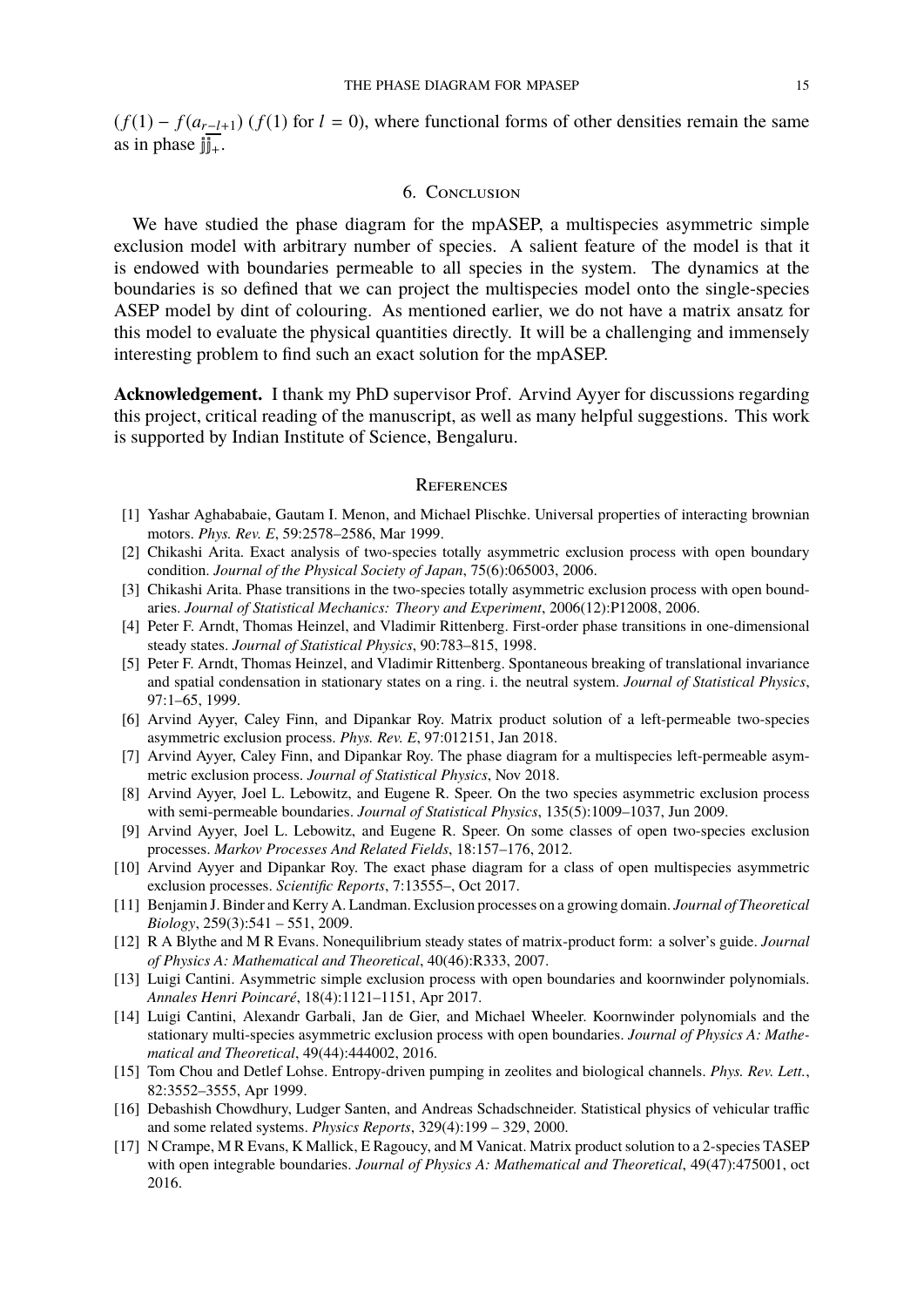$(f(1) - f(a_{r-l+1})$ ($f(1)$ for $l = 0$), where functional forms of other densities remain the same as in phase $\overline{\mathbb{jj}}_{+}$.

## 6. Conclusion

We have studied the phase diagram for the mpASEP, a multispecies asymmetric simple exclusion model with arbitrary number of species. A salient feature of the model is that it is endowed with boundaries permeable to all species in the system. The dynamics at the boundaries is so defined that we can project the multispecies model onto the single-species ASEP model by dint of colouring. As mentioned earlier, we do not have a matrix ansatz for this model to evaluate the physical quantities directly. It will be a challenging and immensely interesting problem to find such an exact solution for the mpASEP.

**Acknowledgement.** I thank my PhD supervisor Prof. Arvind Ayyer for discussions regarding this project, critical reading of the manuscript, as well as many helpful suggestions. This work is supported by Indian Institute of Science, Bengaluru.

## References

[1] Yashar Aghababaie, Gautam I. Menon, and Michael Plischke. Universal properties of interacting brownian motors. *Phys. Rev. E*, 59:2578–2586, Mar 1999.

[2] Chikashi Arita. Exact analysis of two-species totally asymmetric exclusion process with open boundary condition. *Journal of the Physical Society of Japan*, 75(6):065003, 2006.

[3] Chikashi Arita. Phase transitions in the two-species totally asymmetric exclusion process with open boundaries. *Journal of Statistical Mechanics: Theory and Experiment*, 2006(12):P12008, 2006.

[4] Peter F. Arndt, Thomas Heinzel, and Vladimir Rittenberg. First-order phase transitions in one-dimensional steady states. *Journal of Statistical Physics*, 90:783–815, 1998.

[5] Peter F. Arndt, Thomas Heinzel, and Vladimir Rittenberg. Spontaneous breaking of translational invariance and spatial condensation in stationary states on a ring. i. the neutral system. *Journal of Statistical Physics*, 97:1–65, 1999.

[6] Arvind Ayyer, Caley Finn, and Dipankar Roy. Matrix product solution of a left-permeable two-species asymmetric exclusion process. *Phys. Rev. E*, 97:012151, Jan 2018.

[7] Arvind Ayyer, Caley Finn, and Dipankar Roy. The phase diagram for a multispecies left-permeable asymmetric exclusion process. *Journal of Statistical Physics*, Nov 2018.

[8] Arvind Ayyer, Joel L. Lebowitz, and Eugene R. Speer. On the two species asymmetric exclusion process with semi-permeable boundaries. *Journal of Statistical Physics*, 135(5):1009–1037, Jun 2009.

[9] Arvind Ayyer, Joel L. Lebowitz, and Eugene R. Speer. On some classes of open two-species exclusion processes. *Markov Processes And Related Fields*, 18:157–176, 2012.

[10] Arvind Ayyer and Dipankar Roy. The exact phase diagram for a class of open multispecies asymmetric exclusion processes. *Scientific Reports*, 7:13555–, Oct 2017.

[11] Benjamin J. Binder and Kerry A. Landman. Exclusion processes on a growing domain. *Journal of Theoretical Biology*, 259(3):541 – 551, 2009.

[12] R A Blythe and M R Evans. Nonequilibrium steady states of matrix-product form: a solver's guide. *Journal of Physics A: Mathematical and Theoretical*, 40(46):R333, 2007.

[13] Luigi Cantini. Asymmetric simple exclusion process with open boundaries and koornwinder polynomials. *Annales Henri Poincaré*, 18(4):1121–1151, Apr 2017.

[14] Luigi Cantini, Alexandr Garbali, Jan de Gier, and Michael Wheeler. Koornwinder polynomials and the stationary multi-species asymmetric exclusion process with open boundaries. *Journal of Physics A: Mathematical and Theoretical*, 49(44):444002, 2016.

[15] Tom Chou and Detlef Lohse. Entropy-driven pumping in zeolites and biological channels. *Phys. Rev. Lett.*, 82:3552–3555, Apr 1999.

[16] Debashish Chowdhury, Ludger Santen, and Andreas Schadschneider. Statistical physics of vehicular traffic and some related systems. *Physics Reports*, 329(4):199 – 329, 2000.

[17] N Crampe, M R Evans, K Mallick, E Ragoucy, and M Vanicat. Matrix product solution to a 2-species TASEP with open integrable boundaries. *Journal of Physics A: Mathematical and Theoretical*, 49(47):475001, oct 2016.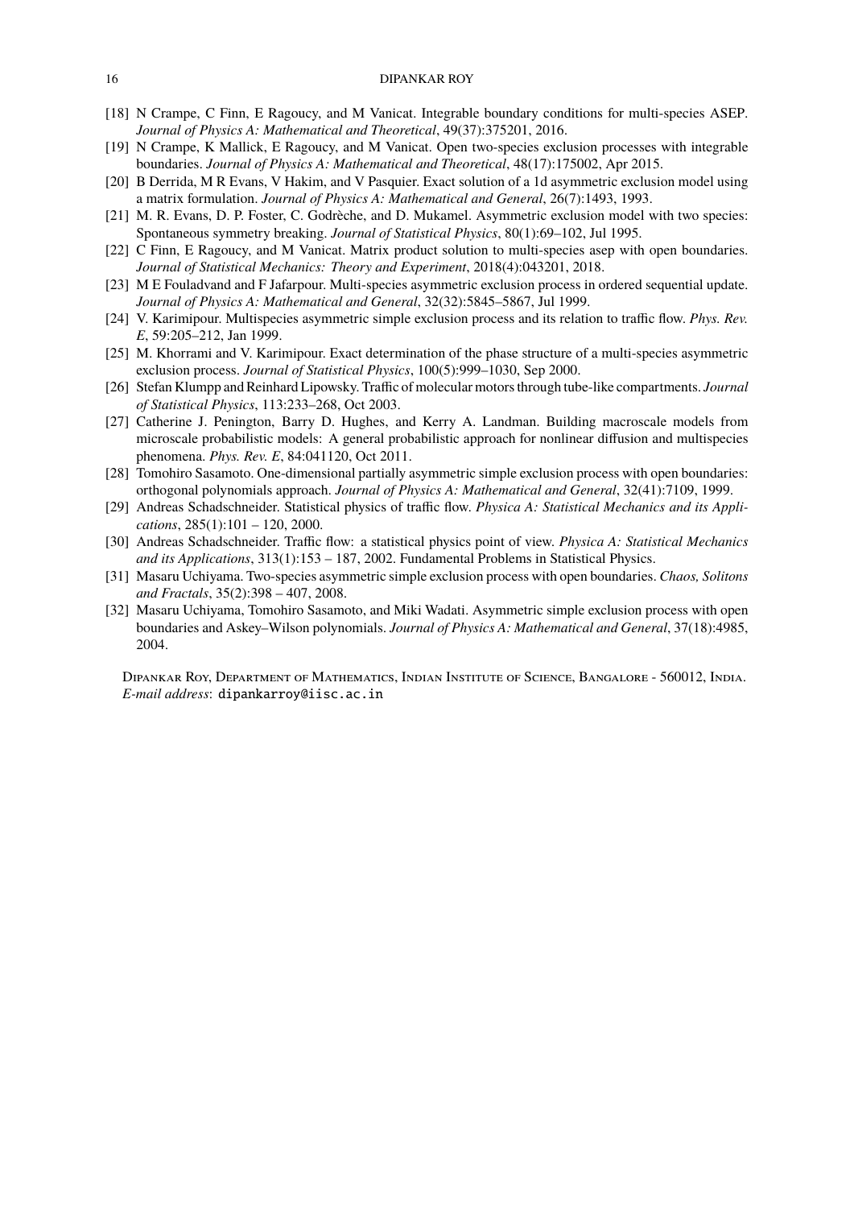[18] N Crampe, C Finn, E Ragoucy, and M Vanicat. Integrable boundary conditions for multi-species ASEP. *Journal of Physics A: Mathematical and Theoretical*, 49(37):375201, 2016.

[19] N Crampe, K Mallick, E Ragoucy, and M Vanicat. Open two-species exclusion processes with integrable boundaries. *Journal of Physics A: Mathematical and Theoretical*, 48(17):175002, Apr 2015.

[20] B Derrida, M R Evans, V Hakim, and V Pasquier. Exact solution of a 1d asymmetric exclusion model using a matrix formulation. *Journal of Physics A: Mathematical and General*, 26(7):1493, 1993.

[21] M. R. Evans, D. P. Foster, C. Godrèche, and D. Mukamel. Asymmetric exclusion model with two species: Spontaneous symmetry breaking. *Journal of Statistical Physics*, 80(1):69–102, Jul 1995.

[22] C Finn, E Ragoucy, and M Vanicat. Matrix product solution to multi-species asep with open boundaries. *Journal of Statistical Mechanics: Theory and Experiment*, 2018(4):043201, 2018.

[23] M E Fouladvand and F Jafarpour. Multi-species asymmetric exclusion process in ordered sequential update. *Journal of Physics A: Mathematical and General*, 32(32):5845–5867, Jul 1999.

[24] V. Karimipour. Multispecies asymmetric simple exclusion process and its relation to traffic flow. *Phys. Rev. E*, 59:205–212, Jan 1999.

[25] M. Khorrami and V. Karimipour. Exact determination of the phase structure of a multi-species asymmetric exclusion process. *Journal of Statistical Physics*, 100(5):999–1030, Sep 2000.

[26] Stefan Klumpp and Reinhard Lipowsky. Traffic of molecular motors through tube-like compartments. *Journal of Statistical Physics*, 113:233–268, Oct 2003.

[27] Catherine J. Penington, Barry D. Hughes, and Kerry A. Landman. Building macroscale models from microscale probabilistic models: A general probabilistic approach for nonlinear diffusion and multispecies phenomena. *Phys. Rev. E*, 84:041120, Oct 2011.

[28] Tomohiro Sasamoto. One-dimensional partially asymmetric simple exclusion process with open boundaries: orthogonal polynomials approach. *Journal of Physics A: Mathematical and General*, 32(41):7109, 1999.

[29] Andreas Schadschneider. Statistical physics of traffic flow. *Physica A: Statistical Mechanics and its Applications*, 285(1):101 – 120, 2000.

[30] Andreas Schadschneider. Traffic flow: a statistical physics point of view. *Physica A: Statistical Mechanics and its Applications*, 313(1):153 – 187, 2002. Fundamental Problems in Statistical Physics.

[31] Masaru Uchiyama. Two-species asymmetric simple exclusion process with open boundaries. *Chaos, Solitons and Fractals*, 35(2):398 – 407, 2008.

[32] Masaru Uchiyama, Tomohiro Sasamoto, and Miki Wadati. Asymmetric simple exclusion process with open boundaries and Askey–Wilson polynomials. *Journal of Physics A: Mathematical and General*, 37(18):4985, 2004.

Dipankar Roy, Department of Mathematics, Indian Institute of Science, Bangalore - 560012, India.
*E-mail address*: dipankarroy@iisc.ac.in